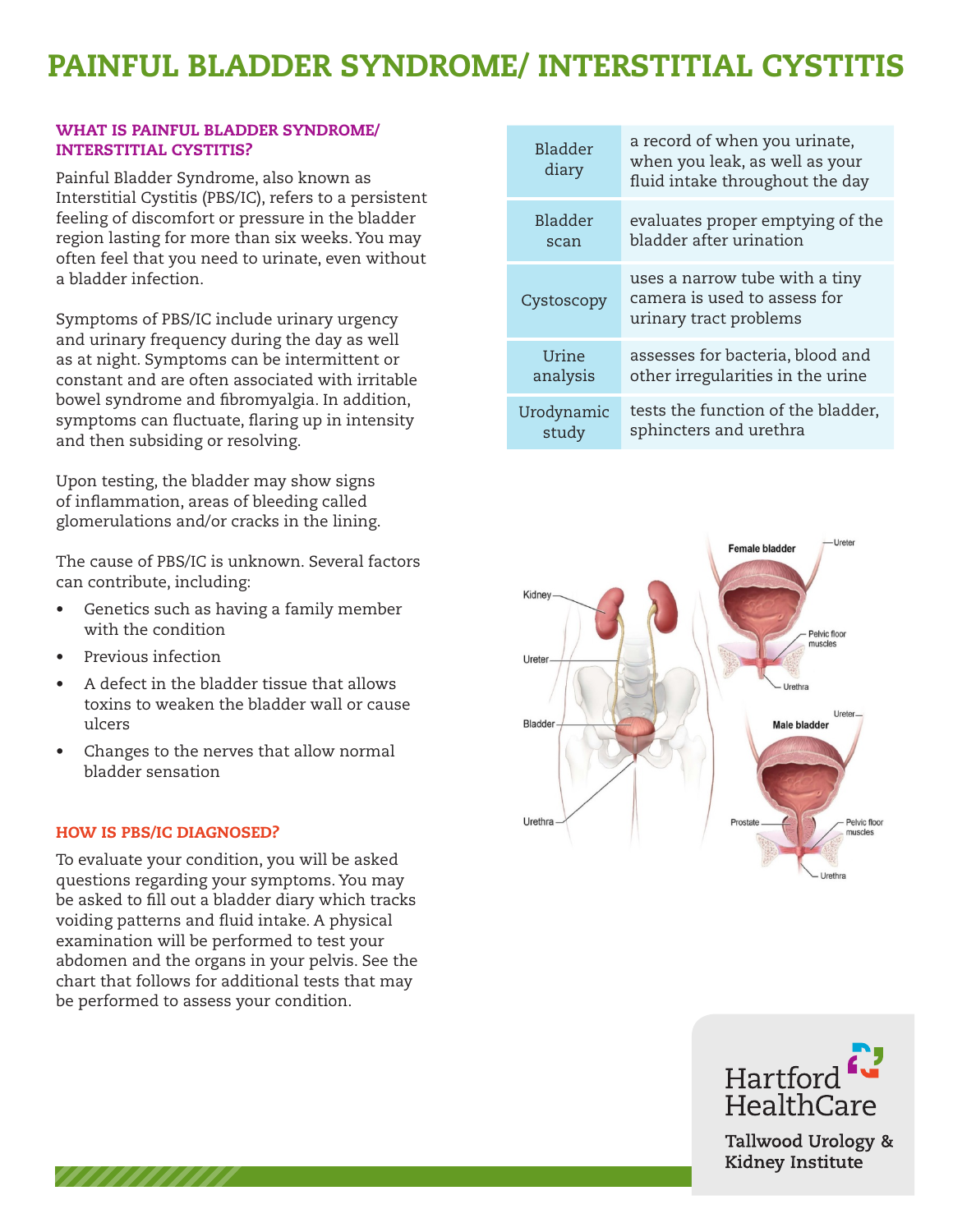# PAINFUL BLADDER SYNDROME/ INTERSTITIAL CYSTITIS

## WHAT IS PAINFUL BLADDER SYNDROME/ INTERSTITIAL CYSTITIS?

Painful Bladder Syndrome, also known as Interstitial Cystitis (PBS/IC), refers to a persistent feeling of discomfort or pressure in the bladder region lasting for more than six weeks. You may often feel that you need to urinate, even without a bladder infection.

Symptoms of PBS/IC include urinary urgency and urinary frequency during the day as well as at night. Symptoms can be intermittent or constant and are often associated with irritable bowel syndrome and fibromyalgia. In addition, symptoms can fluctuate, flaring up in intensity and then subsiding or resolving.

Upon testing, the bladder may show signs of inflammation, areas of bleeding called glomerulations and/or cracks in the lining.

The cause of PBS/IC is unknown. Several factors can contribute, including:

- Genetics such as having a family member with the condition
- Previous infection
- A defect in the bladder tissue that allows toxins to weaken the bladder wall or cause ulcers
- Changes to the nerves that allow normal bladder sensation

## HOW IS PBS/IC DIAGNOSED?

To evaluate your condition, you will be asked questions regarding your symptoms. You may be asked to fill out a bladder diary which tracks voiding patterns and fluid intake. A physical examination will be performed to test your abdomen and the organs in your pelvis. See the chart that follows for additional tests that may be performed to assess your condition.

| | |
|---|---|
| Bladder diary | a record of when you urinate, when you leak, as well as your fluid intake throughout the day |
| Bladder scan | evaluates proper emptying of the bladder after urination |
| Cystoscopy | uses a narrow tube with a tiny camera is used to assess for urinary tract problems |
| Urine analysis | assesses for bacteria, blood and other irregularities in the urine |
| Urodynamic study | tests the function of the bladder, sphincters and urethra |

Hartford HealthCare
Tallwood Urology & Kidney Institute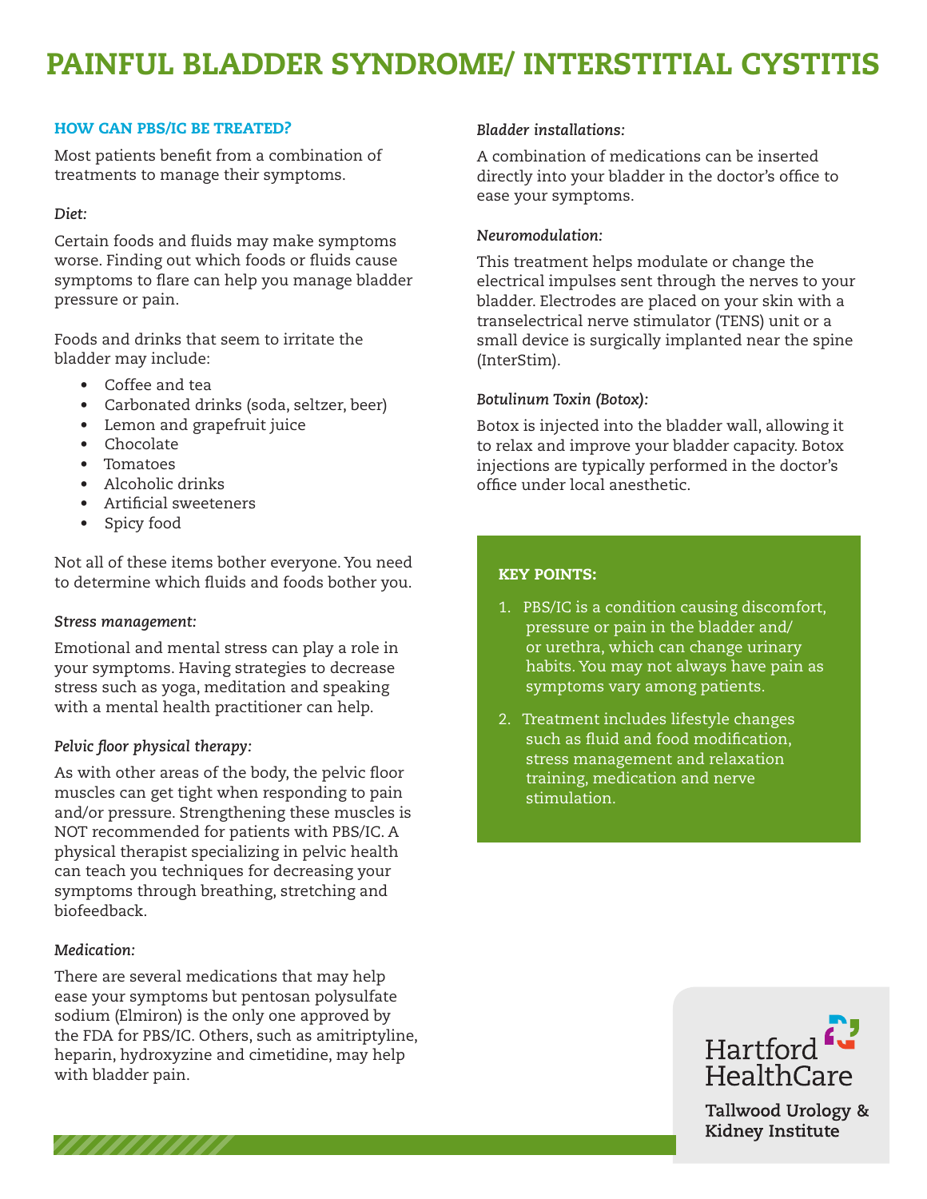# PAINFUL BLADDER SYNDROME/ INTERSTITIAL CYSTITIS

### HOW CAN PBS/IC BE TREATED?

Most patients benefit from a combination of treatments to manage their symptoms.

*Diet:*

Certain foods and fluids may make symptoms worse. Finding out which foods or fluids cause symptoms to flare can help you manage bladder pressure or pain.

Foods and drinks that seem to irritate the bladder may include:

- Coffee and tea
- Carbonated drinks (soda, seltzer, beer)
- Lemon and grapefruit juice
- Chocolate
- Tomatoes
- Alcoholic drinks
- Artificial sweeteners
- Spicy food

Not all of these items bother everyone. You need to determine which fluids and foods bother you.

*Stress management:*

Emotional and mental stress can play a role in your symptoms. Having strategies to decrease stress such as yoga, meditation and speaking with a mental health practitioner can help.

*Pelvic floor physical therapy:*

As with other areas of the body, the pelvic floor muscles can get tight when responding to pain and/or pressure. Strengthening these muscles is NOT recommended for patients with PBS/IC. A physical therapist specializing in pelvic health can teach you techniques for decreasing your symptoms through breathing, stretching and biofeedback.

*Medication:*

There are several medications that may help ease your symptoms but pentosan polysulfate sodium (Elmiron) is the only one approved by the FDA for PBS/IC. Others, such as amitriptyline, heparin, hydroxyzine and cimetidine, may help with bladder pain.

*Bladder installations:*

A combination of medications can be inserted directly into your bladder in the doctor's office to ease your symptoms.

*Neuromodulation:*

This treatment helps modulate or change the electrical impulses sent through the nerves to your bladder. Electrodes are placed on your skin with a transelectrical nerve stimulator (TENS) unit or a small device is surgically implanted near the spine (InterStim).

*Botulinum Toxin (Botox):*

Botox is injected into the bladder wall, allowing it to relax and improve your bladder capacity. Botox injections are typically performed in the doctor's office under local anesthetic.

**KEY POINTS:**

1. PBS/IC is a condition causing discomfort, pressure or pain in the bladder and/or urethra, which can change urinary habits. You may not always have pain as symptoms vary among patients.
2. Treatment includes lifestyle changes such as fluid and food modification, stress management and relaxation training, medication and nerve stimulation.

Hartford HealthCare
**Tallwood Urology & Kidney Institute**